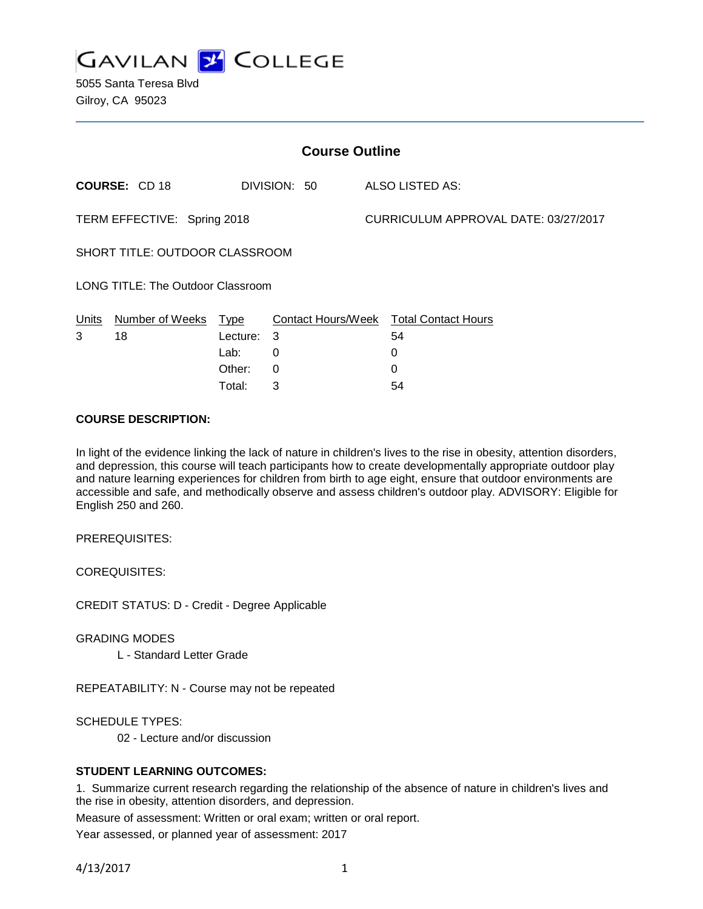# GAVILAN COLLEGE

5055 Santa Teresa Blvd
Gilroy, CA 95023

## Course Outline

**COURSE:** CD 18 DIVISION: 50 ALSO LISTED AS:

TERM EFFECTIVE: Spring 2018 CURRICULUM APPROVAL DATE: 03/27/2017

SHORT TITLE: OUTDOOR CLASSROOM

LONG TITLE: The Outdoor Classroom

| Units | Number of Weeks | Type | Contact Hours/Week | Total Contact Hours |
|---|---|---|---|---|
| 3 | 18 | Lecture: | 3 | 54 |
| | | Lab: | 0 | 0 |
| | | Other: | 0 | 0 |
| | | Total: | 3 | 54 |

**COURSE DESCRIPTION:**

In light of the evidence linking the lack of nature in children's lives to the rise in obesity, attention disorders, and depression, this course will teach participants how to create developmentally appropriate outdoor play and nature learning experiences for children from birth to age eight, ensure that outdoor environments are accessible and safe, and methodically observe and assess children's outdoor play. ADVISORY: Eligible for English 250 and 260.

PREREQUISITES:

COREQUISITES:

CREDIT STATUS: D - Credit - Degree Applicable

GRADING MODES

L - Standard Letter Grade

REPEATABILITY: N - Course may not be repeated

SCHEDULE TYPES:

02 - Lecture and/or discussion

**STUDENT LEARNING OUTCOMES:**

1. Summarize current research regarding the relationship of the absence of nature in children's lives and the rise in obesity, attention disorders, and depression.

Measure of assessment: Written or oral exam; written or oral report.

Year assessed, or planned year of assessment: 2017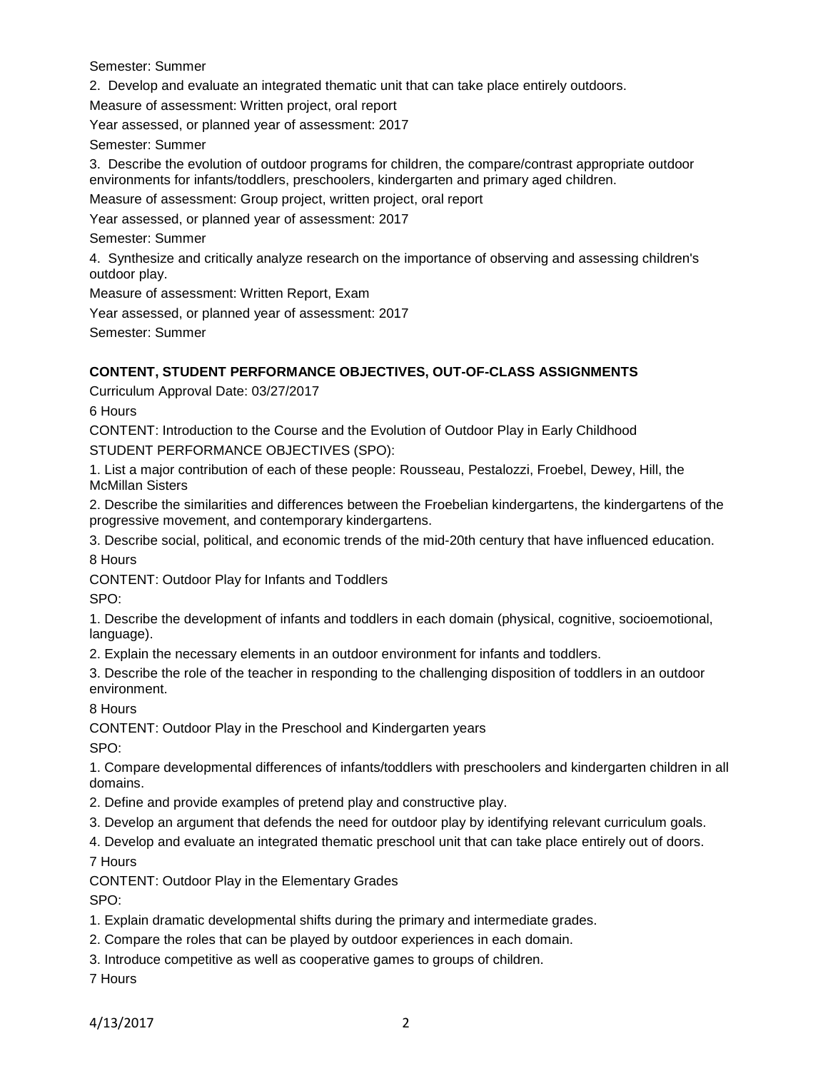Semester: Summer

2. Develop and evaluate an integrated thematic unit that can take place entirely outdoors.

Measure of assessment: Written project, oral report

Year assessed, or planned year of assessment: 2017

Semester: Summer

3. Describe the evolution of outdoor programs for children, the compare/contrast appropriate outdoor environments for infants/toddlers, preschoolers, kindergarten and primary aged children.

Measure of assessment: Group project, written project, oral report

Year assessed, or planned year of assessment: 2017

Semester: Summer

4. Synthesize and critically analyze research on the importance of observing and assessing children's outdoor play.

Measure of assessment: Written Report, Exam

Year assessed, or planned year of assessment: 2017

Semester: Summer

**CONTENT, STUDENT PERFORMANCE OBJECTIVES, OUT-OF-CLASS ASSIGNMENTS**

Curriculum Approval Date: 03/27/2017

6 Hours

CONTENT: Introduction to the Course and the Evolution of Outdoor Play in Early Childhood

STUDENT PERFORMANCE OBJECTIVES (SPO):

1. List a major contribution of each of these people: Rousseau, Pestalozzi, Froebel, Dewey, Hill, the McMillan Sisters
2. Describe the similarities and differences between the Froebelian kindergartens, the kindergartens of the progressive movement, and contemporary kindergartens.
3. Describe social, political, and economic trends of the mid-20th century that have influenced education.

8 Hours

CONTENT: Outdoor Play for Infants and Toddlers

SPO:

1. Describe the development of infants and toddlers in each domain (physical, cognitive, socioemotional, language).
2. Explain the necessary elements in an outdoor environment for infants and toddlers.
3. Describe the role of the teacher in responding to the challenging disposition of toddlers in an outdoor environment.

8 Hours

CONTENT: Outdoor Play in the Preschool and Kindergarten years

SPO:

1. Compare developmental differences of infants/toddlers with preschoolers and kindergarten children in all domains.
2. Define and provide examples of pretend play and constructive play.
3. Develop an argument that defends the need for outdoor play by identifying relevant curriculum goals.
4. Develop and evaluate an integrated thematic preschool unit that can take place entirely out of doors.

7 Hours

CONTENT: Outdoor Play in the Elementary Grades

SPO:

1. Explain dramatic developmental shifts during the primary and intermediate grades.
2. Compare the roles that can be played by outdoor experiences in each domain.
3. Introduce competitive as well as cooperative games to groups of children.

7 Hours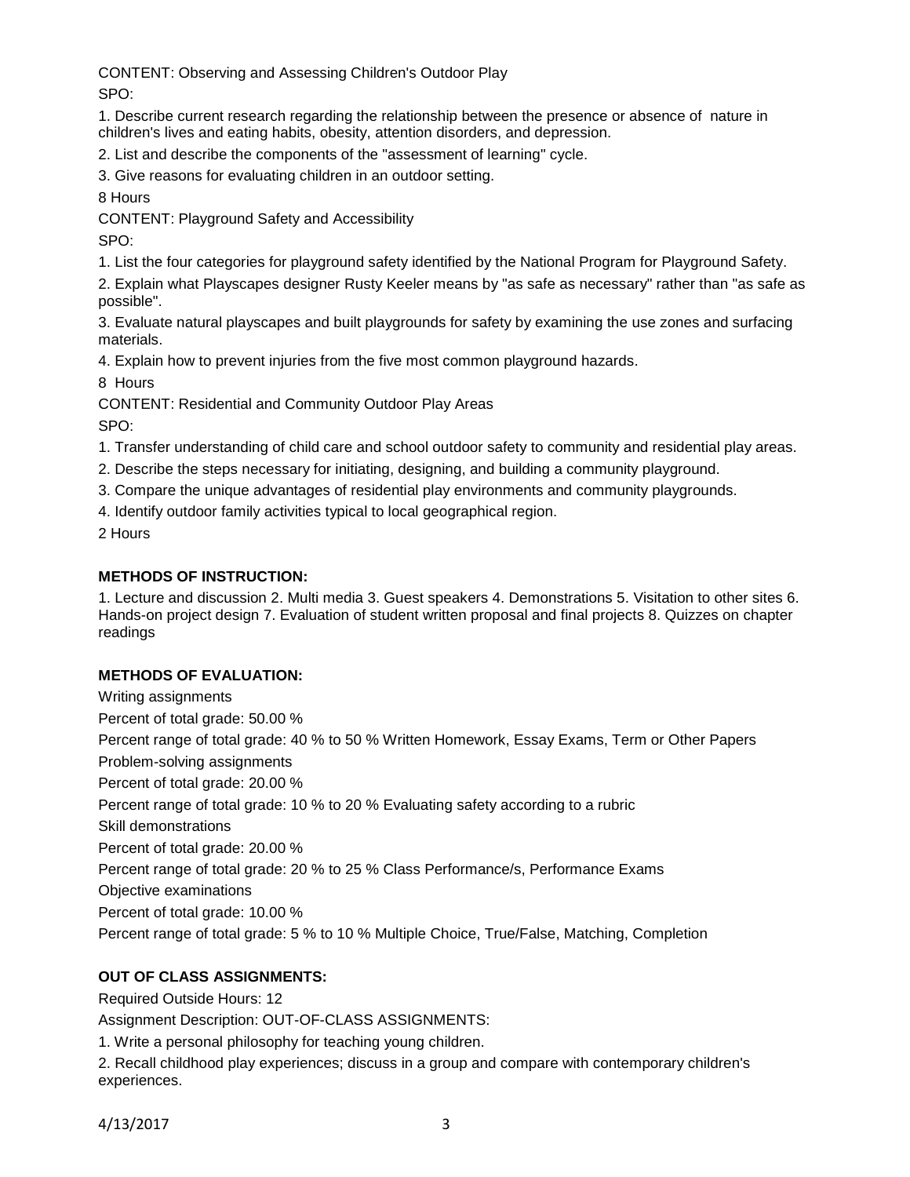CONTENT: Observing and Assessing Children's Outdoor Play

SPO:

1. Describe current research regarding the relationship between the presence or absence of nature in children's lives and eating habits, obesity, attention disorders, and depression.
2. List and describe the components of the "assessment of learning" cycle.
3. Give reasons for evaluating children in an outdoor setting.

8 Hours

CONTENT: Playground Safety and Accessibility

SPO:

1. List the four categories for playground safety identified by the National Program for Playground Safety.
2. Explain what Playscapes designer Rusty Keeler means by "as safe as necessary" rather than "as safe as possible".
3. Evaluate natural playscapes and built playgrounds for safety by examining the use zones and surfacing materials.
4. Explain how to prevent injuries from the five most common playground hazards.

8 Hours

CONTENT: Residential and Community Outdoor Play Areas

SPO:

1. Transfer understanding of child care and school outdoor safety to community and residential play areas.
2. Describe the steps necessary for initiating, designing, and building a community playground.
3. Compare the unique advantages of residential play environments and community playgrounds.
4. Identify outdoor family activities typical to local geographical region.

2 Hours

## METHODS OF INSTRUCTION:

1. Lecture and discussion 2. Multi media 3. Guest speakers 4. Demonstrations 5. Visitation to other sites 6. Hands-on project design 7. Evaluation of student written proposal and final projects 8. Quizzes on chapter readings

## METHODS OF EVALUATION:

Writing assignments

Percent of total grade: 50.00 %

Percent range of total grade: 40 % to 50 % Written Homework, Essay Exams, Term or Other Papers

Problem-solving assignments

Percent of total grade: 20.00 %

Percent range of total grade: 10 % to 20 % Evaluating safety according to a rubric

Skill demonstrations

Percent of total grade: 20.00 %

Percent range of total grade: 20 % to 25 % Class Performance/s, Performance Exams

Objective examinations

Percent of total grade: 10.00 %

Percent range of total grade: 5 % to 10 % Multiple Choice, True/False, Matching, Completion

## OUT OF CLASS ASSIGNMENTS:

Required Outside Hours: 12

Assignment Description: OUT-OF-CLASS ASSIGNMENTS:

1. Write a personal philosophy for teaching young children.
2. Recall childhood play experiences; discuss in a group and compare with contemporary children's experiences.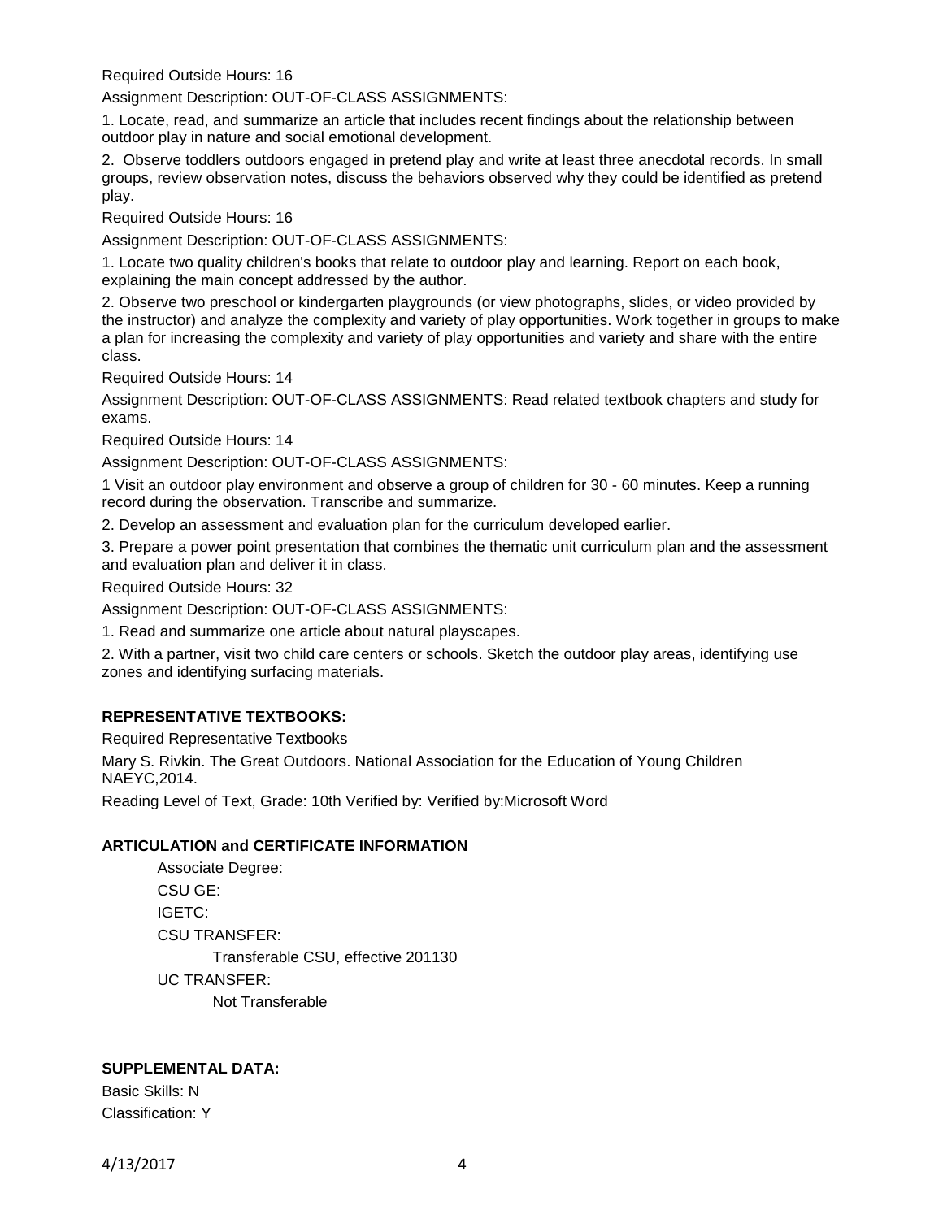Required Outside Hours: 16

Assignment Description: OUT-OF-CLASS ASSIGNMENTS:

1. Locate, read, and summarize an article that includes recent findings about the relationship between outdoor play in nature and social emotional development.
2. Observe toddlers outdoors engaged in pretend play and write at least three anecdotal records. In small groups, review observation notes, discuss the behaviors observed why they could be identified as pretend play.

Required Outside Hours: 16

Assignment Description: OUT-OF-CLASS ASSIGNMENTS:

1. Locate two quality children's books that relate to outdoor play and learning. Report on each book, explaining the main concept addressed by the author.
2. Observe two preschool or kindergarten playgrounds (or view photographs, slides, or video provided by the instructor) and analyze the complexity and variety of play opportunities. Work together in groups to make a plan for increasing the complexity and variety of play opportunities and variety and share with the entire class.

Required Outside Hours: 14

Assignment Description: OUT-OF-CLASS ASSIGNMENTS: Read related textbook chapters and study for exams.

Required Outside Hours: 14

Assignment Description: OUT-OF-CLASS ASSIGNMENTS:

1 Visit an outdoor play environment and observe a group of children for 30 - 60 minutes. Keep a running record during the observation. Transcribe and summarize.

2. Develop an assessment and evaluation plan for the curriculum developed earlier.

3. Prepare a power point presentation that combines the thematic unit curriculum plan and the assessment and evaluation plan and deliver it in class.

Required Outside Hours: 32

Assignment Description: OUT-OF-CLASS ASSIGNMENTS:

1. Read and summarize one article about natural playscapes.
2. With a partner, visit two child care centers or schools. Sketch the outdoor play areas, identifying use zones and identifying surfacing materials.

**REPRESENTATIVE TEXTBOOKS:**

Required Representative Textbooks

Mary S. Rivkin. The Great Outdoors. National Association for the Education of Young Children NAEYC,2014.

Reading Level of Text, Grade: 10th Verified by: Verified by:Microsoft Word

**ARTICULATION and CERTIFICATE INFORMATION**

Associate Degree:
CSU GE:
IGETC:
CSU TRANSFER:
Transferable CSU, effective 201130
UC TRANSFER:
Not Transferable

**SUPPLEMENTAL DATA:**

Basic Skills: N
Classification: Y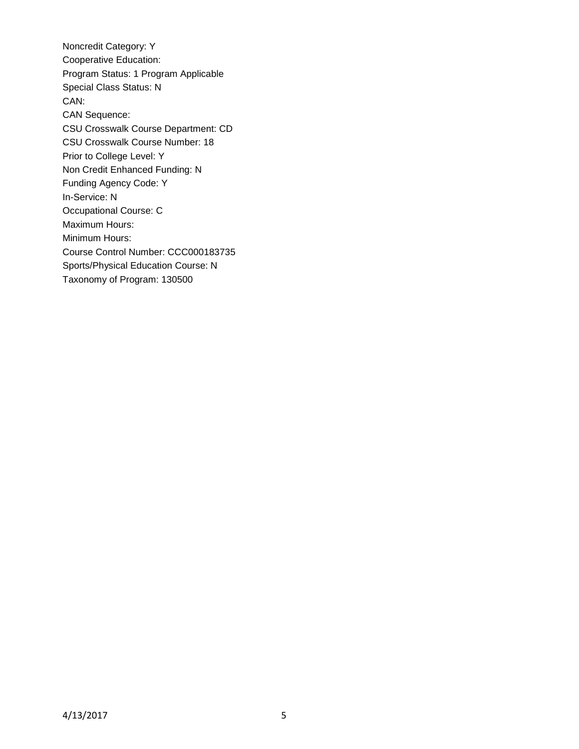Noncredit Category: Y
Cooperative Education:
Program Status: 1 Program Applicable
Special Class Status: N
CAN:
CAN Sequence:
CSU Crosswalk Course Department: CD
CSU Crosswalk Course Number: 18
Prior to College Level: Y
Non Credit Enhanced Funding: N
Funding Agency Code: Y
In-Service: N
Occupational Course: C
Maximum Hours:
Minimum Hours:
Course Control Number: CCC000183735
Sports/Physical Education Course: N
Taxonomy of Program: 130500